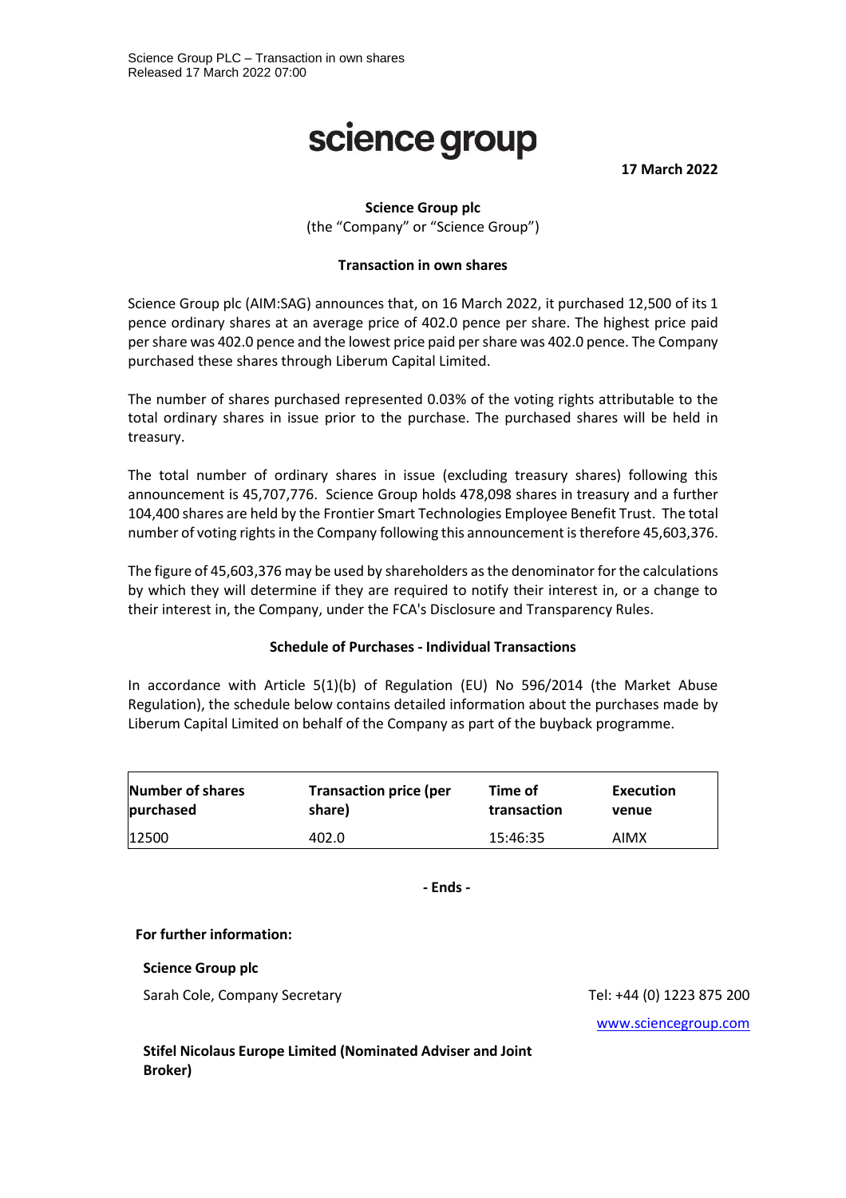Science Group PLC – Transaction in own shares
Released 17 March 2022 07:00

# science group

**17 March 2022**

**Science Group plc**
(the "Company" or "Science Group")

**Transaction in own shares**

Science Group plc (AIM:SAG) announces that, on 16 March 2022, it purchased 12,500 of its 1 pence ordinary shares at an average price of 402.0 pence per share. The highest price paid per share was 402.0 pence and the lowest price paid per share was 402.0 pence. The Company purchased these shares through Liberum Capital Limited.

The number of shares purchased represented 0.03% of the voting rights attributable to the total ordinary shares in issue prior to the purchase. The purchased shares will be held in treasury.

The total number of ordinary shares in issue (excluding treasury shares) following this announcement is 45,707,776. Science Group holds 478,098 shares in treasury and a further 104,400 shares are held by the Frontier Smart Technologies Employee Benefit Trust. The total number of voting rights in the Company following this announcement is therefore 45,603,376.

The figure of 45,603,376 may be used by shareholders as the denominator for the calculations by which they will determine if they are required to notify their interest in, or a change to their interest in, the Company, under the FCA's Disclosure and Transparency Rules.

**Schedule of Purchases - Individual Transactions**

In accordance with Article 5(1)(b) of Regulation (EU) No 596/2014 (the Market Abuse Regulation), the schedule below contains detailed information about the purchases made by Liberum Capital Limited on behalf of the Company as part of the buyback programme.

| Number of shares purchased | Transaction price (per share) | Time of transaction | Execution venue |
|---|---|---|---|
| 12500 | 402.0 | 15:46:35 | AIMX |

**- Ends -**

**For further information:**

**Science Group plc**

Sarah Cole, Company Secretary — Tel: +44 (0) 1223 875 200

www.sciencegroup.com

**Stifel Nicolaus Europe Limited (Nominated Adviser and Joint Broker)**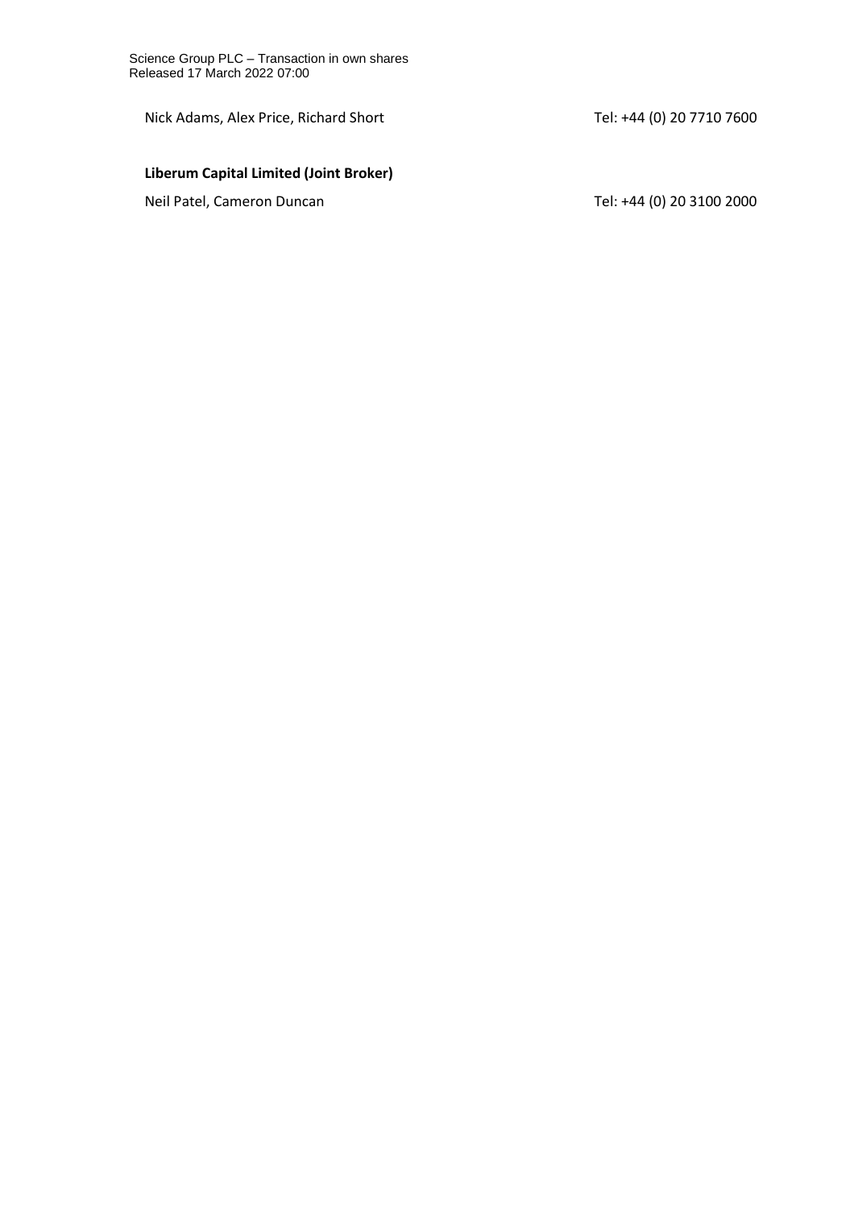Nick Adams, Alex Price, Richard Short Tel: +44 (0) 20 7710 7600

**Liberum Capital Limited (Joint Broker)**

Neil Patel, Cameron Duncan Tel: +44 (0) 20 3100 2000